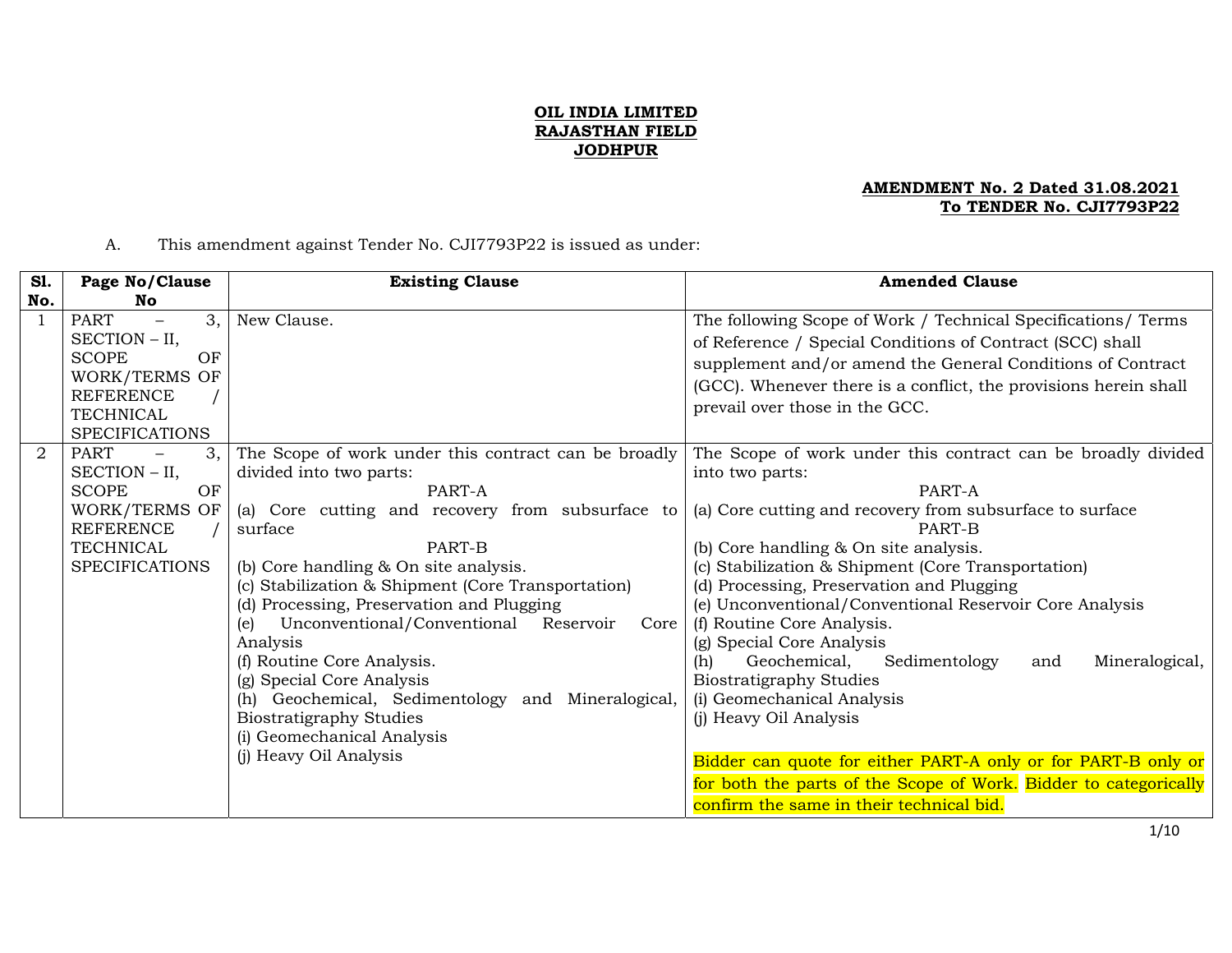**OIL INDIA LIMITED**
**RAJASTHAN FIELD**
**JODHPUR**

**AMENDMENT No. 2 Dated 31.08.2021**
**To TENDER No. CJI7793P22**

A. This amendment against Tender No. CJI7793P22 is issued as under:

| Sl. No. | Page No/Clause No | Existing Clause | Amended Clause |
|---|---|---|---|
| 1 | PART – 3, SECTION – II, SCOPE OF WORK/TERMS OF REFERENCE / TECHNICAL SPECIFICATIONS | New Clause. | The following Scope of Work / Technical Specifications/ Terms of Reference / Special Conditions of Contract (SCC) shall supplement and/or amend the General Conditions of Contract (GCC). Whenever there is a conflict, the provisions herein shall prevail over those in the GCC. |
| 2 | PART – 3, SECTION – II, SCOPE OF WORK/TERMS OF REFERENCE / TECHNICAL SPECIFICATIONS | The Scope of work under this contract can be broadly divided into two parts:<br>PART-A<br>(a) Core cutting and recovery from subsurface to surface<br>PART-B<br>(b) Core handling & On site analysis.<br>(c) Stabilization & Shipment (Core Transportation)<br>(d) Processing, Preservation and Plugging<br>(e) Unconventional/Conventional Reservoir Core Analysis<br>(f) Routine Core Analysis.<br>(g) Special Core Analysis<br>(h) Geochemical, Sedimentology and Mineralogical, Biostratigraphy Studies<br>(i) Geomechanical Analysis<br>(j) Heavy Oil Analysis | The Scope of work under this contract can be broadly divided into two parts:<br>PART-A<br>(a) Core cutting and recovery from subsurface to surface<br>PART-B<br>(b) Core handling & On site analysis.<br>(c) Stabilization & Shipment (Core Transportation)<br>(d) Processing, Preservation and Plugging<br>(e) Unconventional/Conventional Reservoir Core Analysis<br>(f) Routine Core Analysis.<br>(g) Special Core Analysis<br>(h) Geochemical, Sedimentology and Mineralogical, Biostratigraphy Studies<br>(i) Geomechanical Analysis<br>(j) Heavy Oil Analysis<br><br>Bidder can quote for either PART-A only or for PART-B only or for both the parts of the Scope of Work. Bidder to categorically confirm the same in their technical bid. |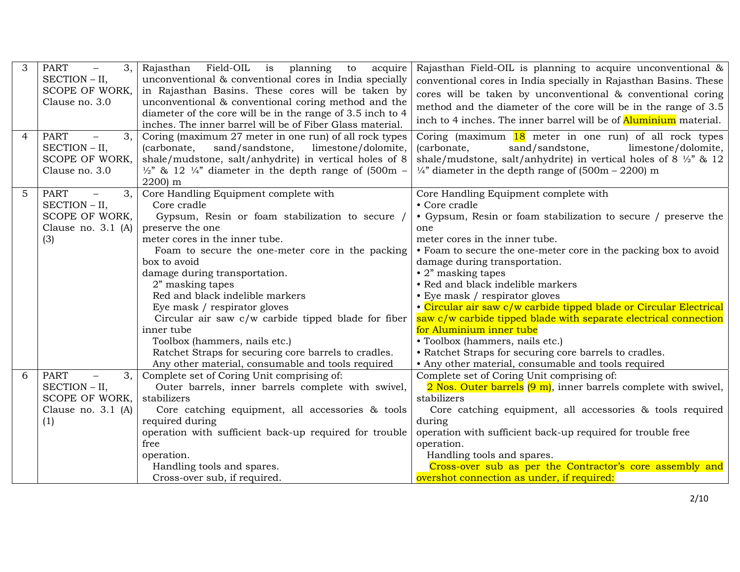| 3 | PART – 3, SECTION – II, SCOPE OF WORK, Clause no. 3.0 | Rajasthan Field-OIL is planning to acquire unconventional & conventional cores in India specially in Rajasthan Basins. These cores will be taken by unconventional & conventional coring method and the diameter of the core will be in the range of 3.5 inch to 4 inches. The inner barrel will be of Fiber Glass material. | Rajasthan Field-OIL is planning to acquire unconventional & conventional cores in India specially in Rajasthan Basins. These cores will be taken by unconventional & conventional coring method and the diameter of the core will be in the range of 3.5 inch to 4 inches. The inner barrel will be of Aluminium material. |
|---|---|---|---|
| 4 | PART – 3, SECTION – II, SCOPE OF WORK, Clause no. 3.0 | Coring (maximum 27 meter in one run) of all rock types (carbonate, sand/sandstone, limestone/dolomite, shale/mudstone, salt/anhydrite) in vertical holes of 8 ½" & 12 ¼" diameter in the depth range of (500m – 2200) m | Coring (maximum 18 meter in one run) of all rock types (carbonate, sand/sandstone, limestone/dolomite, shale/mudstone, salt/anhydrite) in vertical holes of 8 ½" & 12 ¼" diameter in the depth range of (500m – 2200) m |
| 5 | PART – 3, SECTION – II, SCOPE OF WORK, Clause no. 3.1 (A) (3) | Core Handling Equipment complete with<br>Core cradle<br>Gypsum, Resin or foam stabilization to secure / preserve the one meter cores in the inner tube.<br>Foam to secure the one-meter core in the packing box to avoid damage during transportation.<br>2" masking tapes<br>Red and black indelible markers<br>Eye mask / respirator gloves<br>Circular air saw c/w carbide tipped blade for fiber inner tube<br>Toolbox (hammers, nails etc.)<br>Ratchet Straps for securing core barrels to cradles.<br>Any other material, consumable and tools required | Core Handling Equipment complete with<br>• Core cradle<br>• Gypsum, Resin or foam stabilization to secure / preserve the one meter cores in the inner tube.<br>• Foam to secure the one-meter core in the packing box to avoid damage during transportation.<br>• 2" masking tapes<br>• Red and black indelible markers<br>• Eye mask / respirator gloves<br>• Circular air saw c/w carbide tipped blade or Circular Electrical saw c/w carbide tipped blade with separate electrical connection for Aluminium inner tube<br>• Toolbox (hammers, nails etc.)<br>• Ratchet Straps for securing core barrels to cradles.<br>• Any other material, consumable and tools required |
| 6 | PART – 3, SECTION – II, SCOPE OF WORK, Clause no. 3.1 (A) (1) | Complete set of Coring Unit comprising of:<br>Outer barrels, inner barrels complete with swivel, stabilizers<br>Core catching equipment, all accessories & tools required during operation with sufficient back-up required for trouble free operation.<br>Handling tools and spares.<br>Cross-over sub, if required. | Complete set of Coring Unit comprising of:<br>2 Nos. Outer barrels (9 m), inner barrels complete with swivel, stabilizers<br>Core catching equipment, all accessories & tools required during operation with sufficient back-up required for trouble free operation.<br>Handling tools and spares.<br>Cross-over sub as per the Contractor's core assembly and overshot connection as under, if required: |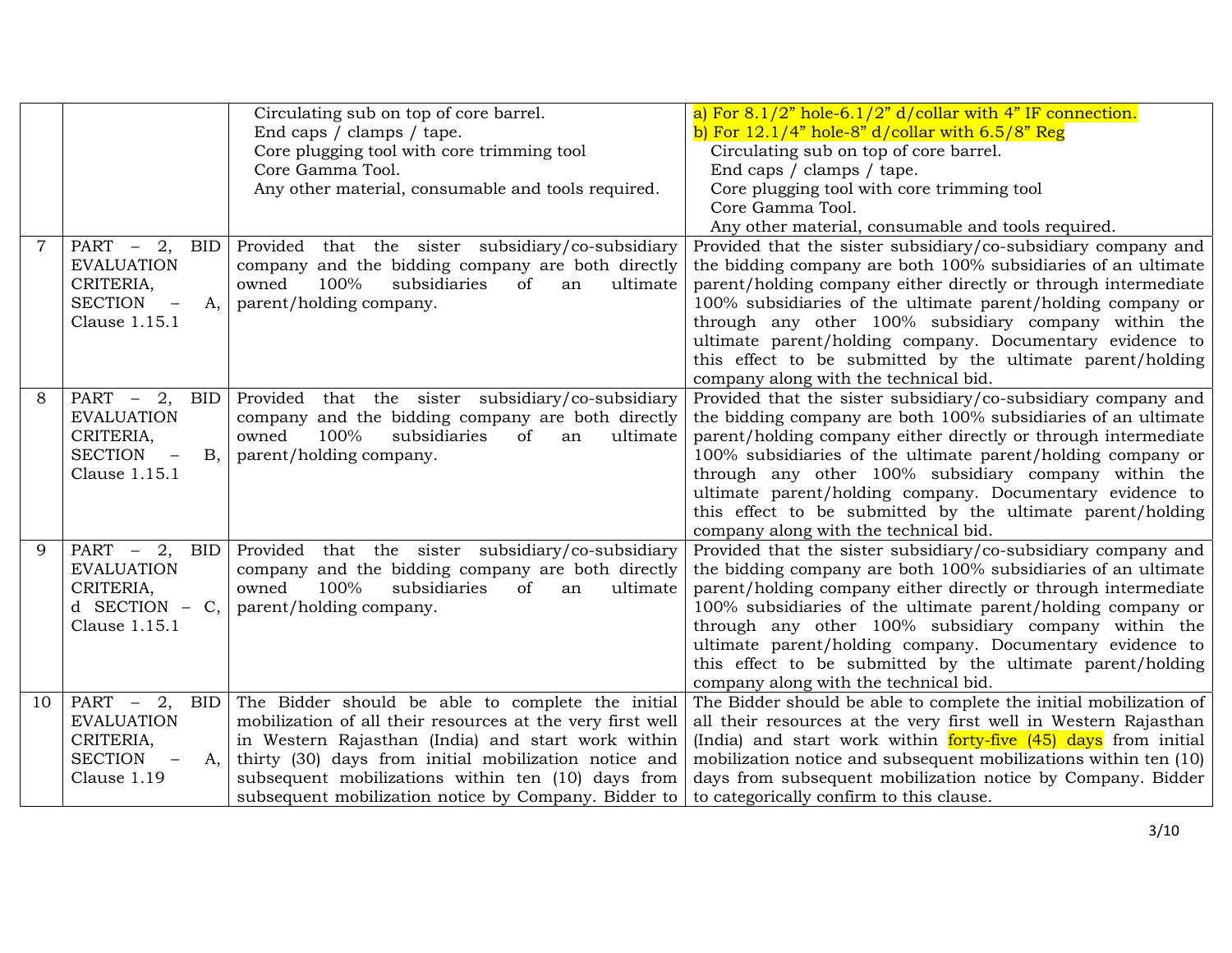| | | | |
|---|---|---|---|
| | | Circulating sub on top of core barrel.<br>End caps / clamps / tape.<br>Core plugging tool with core trimming tool<br>Core Gamma Tool.<br>Any other material, consumable and tools required. | a) For 8.1/2" hole-6.1/2" d/collar with 4" IF connection.<br>b) For 12.1/4" hole-8" d/collar with 6.5/8" Reg<br>Circulating sub on top of core barrel.<br>End caps / clamps / tape.<br>Core plugging tool with core trimming tool<br>Core Gamma Tool.<br>Any other material, consumable and tools required. |
| 7 | PART – 2, BID EVALUATION CRITERIA, SECTION – A, Clause 1.15.1 | Provided that the sister subsidiary/co-subsidiary company and the bidding company are both directly owned 100% subsidiaries of an ultimate parent/holding company. | Provided that the sister subsidiary/co-subsidiary company and the bidding company are both 100% subsidiaries of an ultimate parent/holding company either directly or through intermediate 100% subsidiaries of the ultimate parent/holding company or through any other 100% subsidiary company within the ultimate parent/holding company. Documentary evidence to this effect to be submitted by the ultimate parent/holding company along with the technical bid. |
| 8 | PART – 2, BID EVALUATION CRITERIA, SECTION – B, Clause 1.15.1 | Provided that the sister subsidiary/co-subsidiary company and the bidding company are both directly owned 100% subsidiaries of an ultimate parent/holding company. | Provided that the sister subsidiary/co-subsidiary company and the bidding company are both 100% subsidiaries of an ultimate parent/holding company either directly or through intermediate 100% subsidiaries of the ultimate parent/holding company or through any other 100% subsidiary company within the ultimate parent/holding company. Documentary evidence to this effect to be submitted by the ultimate parent/holding company along with the technical bid. |
| 9 | PART – 2, BID EVALUATION CRITERIA, d SECTION – C, Clause 1.15.1 | Provided that the sister subsidiary/co-subsidiary company and the bidding company are both directly owned 100% subsidiaries of an ultimate parent/holding company. | Provided that the sister subsidiary/co-subsidiary company and the bidding company are both 100% subsidiaries of an ultimate parent/holding company either directly or through intermediate 100% subsidiaries of the ultimate parent/holding company or through any other 100% subsidiary company within the ultimate parent/holding company. Documentary evidence to this effect to be submitted by the ultimate parent/holding company along with the technical bid. |
| 10 | PART – 2, BID EVALUATION CRITERIA, SECTION – A, Clause 1.19 | The Bidder should be able to complete the initial mobilization of all their resources at the very first well in Western Rajasthan (India) and start work within thirty (30) days from initial mobilization notice and subsequent mobilizations within ten (10) days from subsequent mobilization notice by Company. Bidder to | The Bidder should be able to complete the initial mobilization of all their resources at the very first well in Western Rajasthan (India) and start work within forty-five (45) days from initial mobilization notice and subsequent mobilizations within ten (10) days from subsequent mobilization notice by Company. Bidder to categorically confirm to this clause. |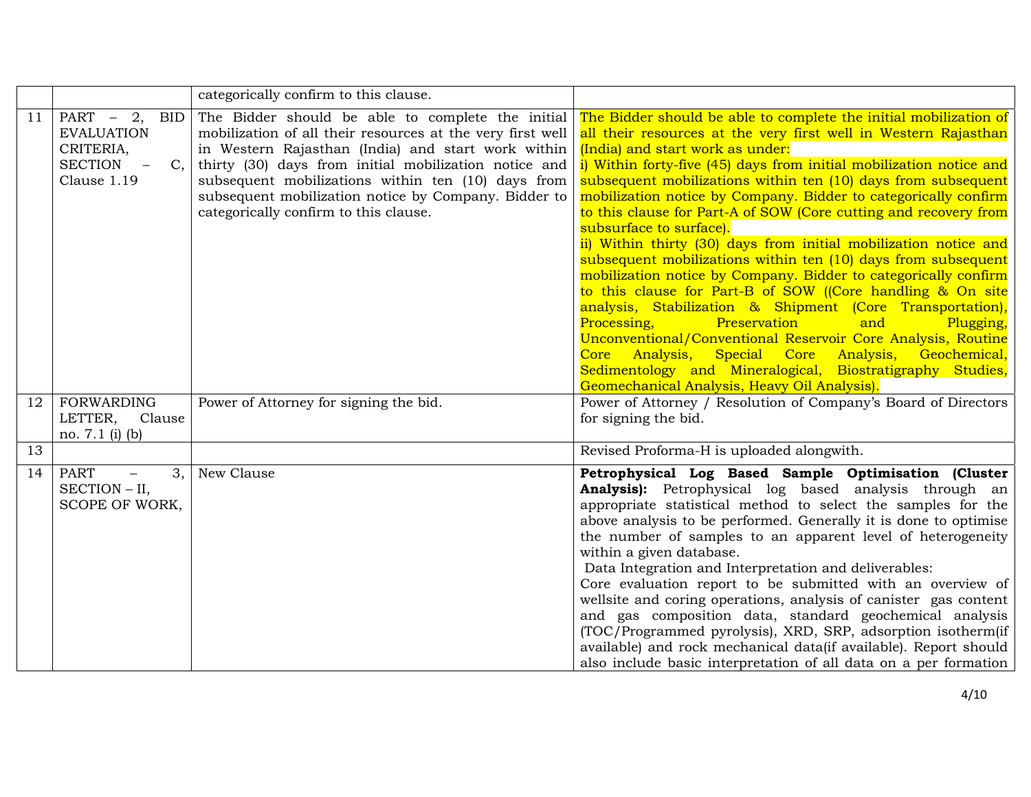| | | categorically confirm to this clause. | |
|---|---|---|---|
| 11 | PART – 2, BID EVALUATION CRITERIA, SECTION – C, Clause 1.19 | The Bidder should be able to complete the initial mobilization of all their resources at the very first well in Western Rajasthan (India) and start work within thirty (30) days from initial mobilization notice and subsequent mobilizations within ten (10) days from subsequent mobilization notice by Company. Bidder to categorically confirm to this clause. | The Bidder should be able to complete the initial mobilization of all their resources at the very first well in Western Rajasthan (India) and start work as under:<br>i) Within forty-five (45) days from initial mobilization notice and subsequent mobilizations within ten (10) days from subsequent mobilization notice by Company. Bidder to categorically confirm to this clause for Part-A of SOW (Core cutting and recovery from subsurface to surface).<br>ii) Within thirty (30) days from initial mobilization notice and subsequent mobilizations within ten (10) days from subsequent mobilization notice by Company. Bidder to categorically confirm to this clause for Part-B of SOW ((Core handling & On site analysis, Stabilization & Shipment (Core Transportation), Processing, Preservation and Plugging, Unconventional/Conventional Reservoir Core Analysis, Routine Core Analysis, Special Core Analysis, Geochemical, Sedimentology and Mineralogical, Biostratigraphy Studies, Geomechanical Analysis, Heavy Oil Analysis). |
| 12 | FORWARDING LETTER, Clause no. 7.1 (i) (b) | Power of Attorney for signing the bid. | Power of Attorney / Resolution of Company's Board of Directors for signing the bid. |
| 13 | | | Revised Proforma-H is uploaded alongwith. |
| 14 | PART – 3, SECTION – II, SCOPE OF WORK, | New Clause | **Petrophysical Log Based Sample Optimisation (Cluster Analysis):** Petrophysical log based analysis through an appropriate statistical method to select the samples for the above analysis to be performed. Generally it is done to optimise the number of samples to an apparent level of heterogeneity within a given database.<br>Data Integration and Interpretation and deliverables:<br>Core evaluation report to be submitted with an overview of wellsite and coring operations, analysis of canister gas content and gas composition data, standard geochemical analysis (TOC/Programmed pyrolysis), XRD, SRP, adsorption isotherm(if available) and rock mechanical data(if available). Report should also include basic interpretation of all data on a per formation |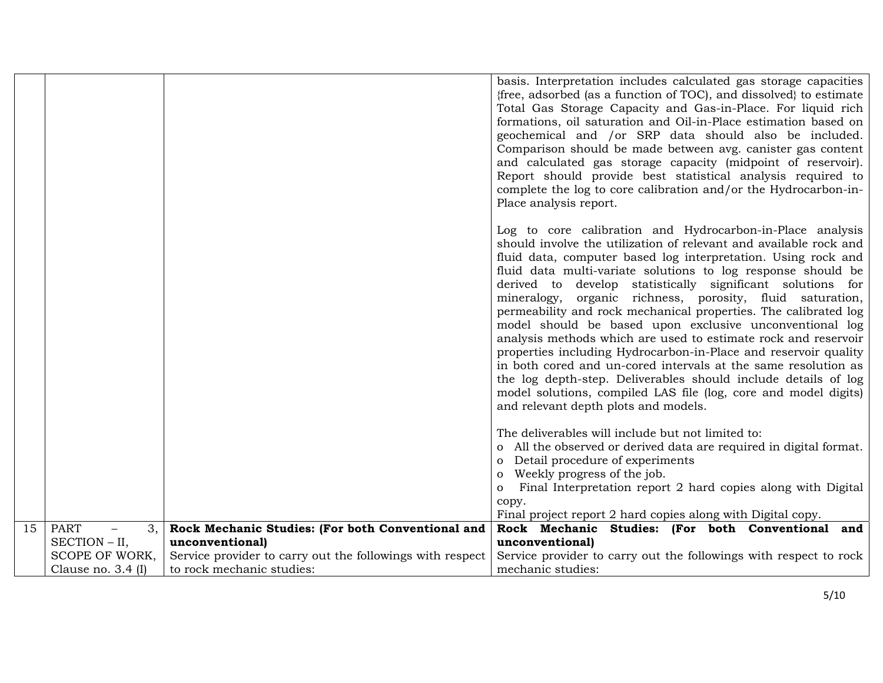| | | | |
|---|---|---|---|
| | | | basis. Interpretation includes calculated gas storage capacities {free, adsorbed (as a function of TOC), and dissolved} to estimate Total Gas Storage Capacity and Gas-in-Place. For liquid rich formations, oil saturation and Oil-in-Place estimation based on geochemical and /or SRP data should also be included. Comparison should be made between avg. canister gas content and calculated gas storage capacity (midpoint of reservoir). Report should provide best statistical analysis required to complete the log to core calibration and/or the Hydrocarbon-in-Place analysis report.<br><br>Log to core calibration and Hydrocarbon-in-Place analysis should involve the utilization of relevant and available rock and fluid data, computer based log interpretation. Using rock and fluid data multi-variate solutions to log response should be derived to develop statistically significant solutions for mineralogy, organic richness, porosity, fluid saturation, permeability and rock mechanical properties. The calibrated log model should be based upon exclusive unconventional log analysis methods which are used to estimate rock and reservoir properties including Hydrocarbon-in-Place and reservoir quality in both cored and un-cored intervals at the same resolution as the log depth-step. Deliverables should include details of log model solutions, compiled LAS file (log, core and model digits) and relevant depth plots and models.<br><br>The deliverables will include but not limited to:<br>o All the observed or derived data are required in digital format.<br>o Detail procedure of experiments<br>o Weekly progress of the job.<br>o Final Interpretation report 2 hard copies along with Digital copy.<br>Final project report 2 hard copies along with Digital copy. |
| 15 | PART – 3, SECTION – II, SCOPE OF WORK, Clause no. 3.4 (I) | **Rock Mechanic Studies: (For both Conventional and unconventional)**<br>Service provider to carry out the followings with respect to rock mechanic studies: | **Rock Mechanic Studies: (For both Conventional and unconventional)**<br>Service provider to carry out the followings with respect to rock mechanic studies: |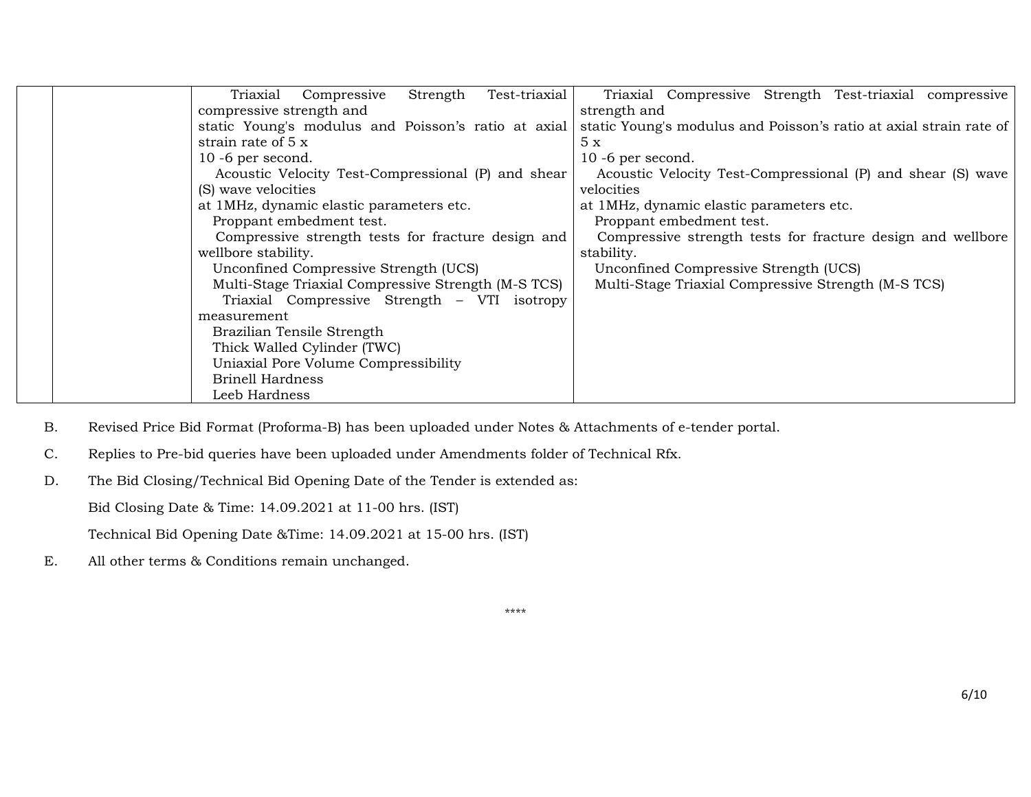| | | | |
|---|---|---|---|
| | | Triaxial Compressive Strength Test-triaxial compressive strength and<br>static Young's modulus and Poisson's ratio at axial strain rate of 5 x<br>10 -6 per second.<br>Acoustic Velocity Test-Compressional (P) and shear (S) wave velocities<br>at 1MHz, dynamic elastic parameters etc.<br>Proppant embedment test.<br>Compressive strength tests for fracture design and wellbore stability.<br>Unconfined Compressive Strength (UCS)<br>Multi-Stage Triaxial Compressive Strength (M-S TCS)<br>Triaxial Compressive Strength – VTI isotropy measurement<br>Brazilian Tensile Strength<br>Thick Walled Cylinder (TWC)<br>Uniaxial Pore Volume Compressibility<br>Brinell Hardness<br>Leeb Hardness | Triaxial Compressive Strength Test-triaxial compressive strength and<br>static Young's modulus and Poisson's ratio at axial strain rate of 5 x<br>10 -6 per second.<br>Acoustic Velocity Test-Compressional (P) and shear (S) wave velocities<br>at 1MHz, dynamic elastic parameters etc.<br>Proppant embedment test.<br>Compressive strength tests for fracture design and wellbore stability.<br>Unconfined Compressive Strength (UCS)<br>Multi-Stage Triaxial Compressive Strength (M-S TCS) |

B. Revised Price Bid Format (Proforma-B) has been uploaded under Notes & Attachments of e-tender portal.

C. Replies to Pre-bid queries have been uploaded under Amendments folder of Technical Rfx.

D. The Bid Closing/Technical Bid Opening Date of the Tender is extended as:

Bid Closing Date & Time: 14.09.2021 at 11-00 hrs. (IST)

Technical Bid Opening Date &Time: 14.09.2021 at 15-00 hrs. (IST)

E. All other terms & Conditions remain unchanged.

****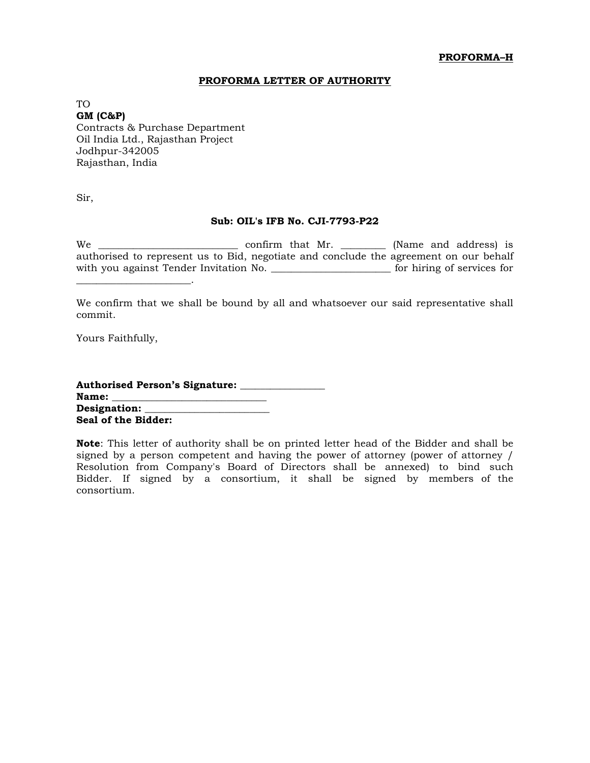**PROFORMA–H**

**PROFORMA LETTER OF AUTHORITY**

TO
**GM (C&P)**
Contracts & Purchase Department
Oil India Ltd., Rajasthan Project
Jodhpur-342005
Rajasthan, India

Sir,

**Sub: OIL's IFB No. CJI-7793-P22**

We ___________________________ confirm that Mr. ________ (Name and address) is authorised to represent us to Bid, negotiate and conclude the agreement on our behalf with you against Tender Invitation No. ______________________ for hiring of services for ______________________.

We confirm that we shall be bound by all and whatsoever our said representative shall commit.

Yours Faithfully,

**Authorised Person's Signature:** ________________
**Name:** ______________________________
**Designation:** ________________________
**Seal of the Bidder:**

**Note**: This letter of authority shall be on printed letter head of the Bidder and shall be signed by a person competent and having the power of attorney (power of attorney / Resolution from Company's Board of Directors shall be annexed) to bind such Bidder. If signed by a consortium, it shall be signed by members of the consortium.